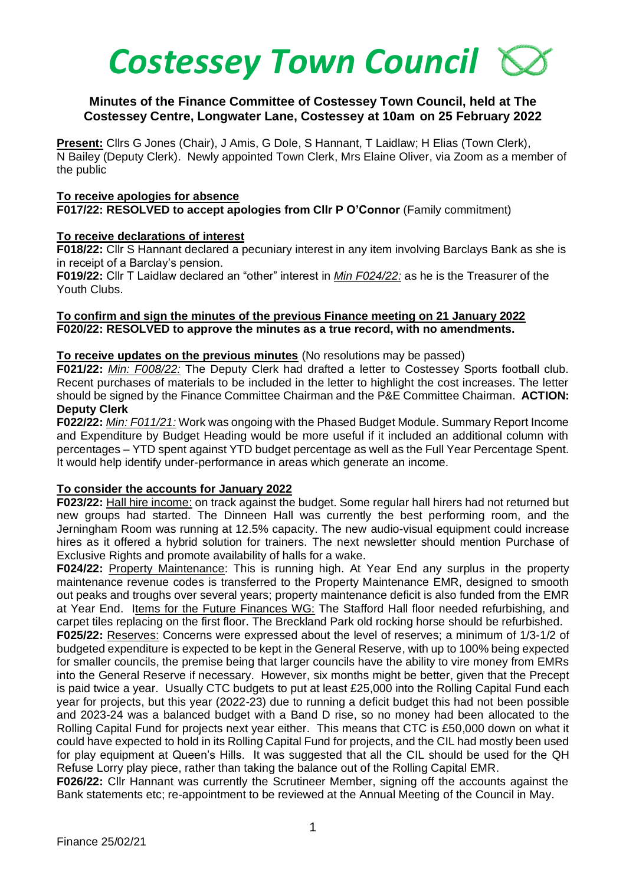# *Costessey Town Council*

**Minutes of the Finance Committee of Costessey Town Council, held at The Costessey Centre, Longwater Lane, Costessey at 10am on 25 February 2022**

**Present:** Cllrs G Jones (Chair), J Amis, G Dole, S Hannant, T Laidlaw; H Elias (Town Clerk), N Bailey (Deputy Clerk). Newly appointed Town Clerk, Mrs Elaine Oliver, via Zoom as a member of the public

**To receive apologies for absence**

**F017/22: RESOLVED to accept apologies from Cllr P O'Connor** (Family commitment)

**To receive declarations of interest**

**F018/22:** Cllr S Hannant declared a pecuniary interest in any item involving Barclays Bank as she is in receipt of a Barclay's pension.

**F019/22:** Cllr T Laidlaw declared an "other" interest in *Min F024/22:* as he is the Treasurer of the Youth Clubs.

**To confirm and sign the minutes of the previous Finance meeting on 21 January 2022**

**F020/22: RESOLVED to approve the minutes as a true record, with no amendments.**

**To receive updates on the previous minutes** (No resolutions may be passed)

**F021/22:** *Min: F008/22:* The Deputy Clerk had drafted a letter to Costessey Sports football club. Recent purchases of materials to be included in the letter to highlight the cost increases. The letter should be signed by the Finance Committee Chairman and the P&E Committee Chairman. **ACTION: Deputy Clerk**

**F022/22:** *Min: F011/21:* Work was ongoing with the Phased Budget Module. Summary Report Income and Expenditure by Budget Heading would be more useful if it included an additional column with percentages – YTD spent against YTD budget percentage as well as the Full Year Percentage Spent. It would help identify under-performance in areas which generate an income.

**To consider the accounts for January 2022**

**F023/22:** Hall hire income: on track against the budget. Some regular hall hirers had not returned but new groups had started. The Dinneen Hall was currently the best performing room, and the Jerningham Room was running at 12.5% capacity. The new audio-visual equipment could increase hires as it offered a hybrid solution for trainers. The next newsletter should mention Purchase of Exclusive Rights and promote availability of halls for a wake.

**F024/22:** Property Maintenance: This is running high. At Year End any surplus in the property maintenance revenue codes is transferred to the Property Maintenance EMR, designed to smooth out peaks and troughs over several years; property maintenance deficit is also funded from the EMR at Year End. Items for the Future Finances WG: The Stafford Hall floor needed refurbishing, and carpet tiles replacing on the first floor. The Breckland Park old rocking horse should be refurbished.

**F025/22:** Reserves: Concerns were expressed about the level of reserves; a minimum of 1/3-1/2 of budgeted expenditure is expected to be kept in the General Reserve, with up to 100% being expected for smaller councils, the premise being that larger councils have the ability to vire money from EMRs into the General Reserve if necessary. However, six months might be better, given that the Precept is paid twice a year. Usually CTC budgets to put at least £25,000 into the Rolling Capital Fund each year for projects, but this year (2022-23) due to running a deficit budget this had not been possible and 2023-24 was a balanced budget with a Band D rise, so no money had been allocated to the Rolling Capital Fund for projects next year either. This means that CTC is £50,000 down on what it could have expected to hold in its Rolling Capital Fund for projects, and the CIL had mostly been used for play equipment at Queen's Hills. It was suggested that all the CIL should be used for the QH Refuse Lorry play piece, rather than taking the balance out of the Rolling Capital EMR.

**F026/22:** Cllr Hannant was currently the Scrutineer Member, signing off the accounts against the Bank statements etc; re-appointment to be reviewed at the Annual Meeting of the Council in May.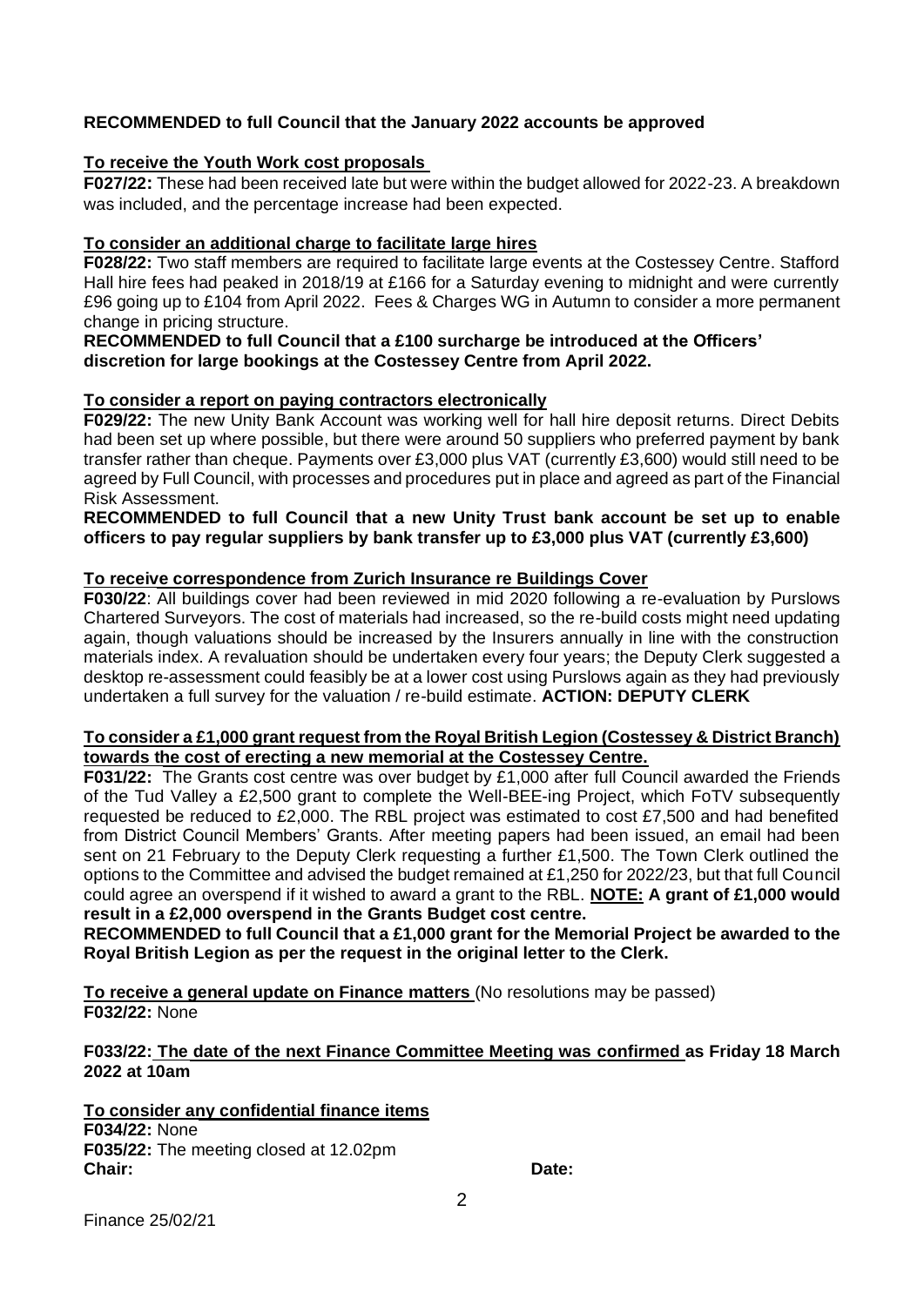**RECOMMENDED to full Council that the January 2022 accounts be approved**

**To receive the Youth Work cost proposals**

**F027/22:** These had been received late but were within the budget allowed for 2022-23. A breakdown was included, and the percentage increase had been expected.

**To consider an additional charge to facilitate large hires**

**F028/22:** Two staff members are required to facilitate large events at the Costessey Centre. Stafford Hall hire fees had peaked in 2018/19 at £166 for a Saturday evening to midnight and were currently £96 going up to £104 from April 2022. Fees & Charges WG in Autumn to consider a more permanent change in pricing structure.

**RECOMMENDED to full Council that a £100 surcharge be introduced at the Officers' discretion for large bookings at the Costessey Centre from April 2022.**

**To consider a report on paying contractors electronically**

**F029/22:** The new Unity Bank Account was working well for hall hire deposit returns. Direct Debits had been set up where possible, but there were around 50 suppliers who preferred payment by bank transfer rather than cheque. Payments over £3,000 plus VAT (currently £3,600) would still need to be agreed by Full Council, with processes and procedures put in place and agreed as part of the Financial Risk Assessment.

**RECOMMENDED to full Council that a new Unity Trust bank account be set up to enable officers to pay regular suppliers by bank transfer up to £3,000 plus VAT (currently £3,600)**

**To receive correspondence from Zurich Insurance re Buildings Cover**

**F030/22**: All buildings cover had been reviewed in mid 2020 following a re-evaluation by Purslows Chartered Surveyors. The cost of materials had increased, so the re-build costs might need updating again, though valuations should be increased by the Insurers annually in line with the construction materials index. A revaluation should be undertaken every four years; the Deputy Clerk suggested a desktop re-assessment could feasibly be at a lower cost using Purslows again as they had previously undertaken a full survey for the valuation / re-build estimate. **ACTION: DEPUTY CLERK**

**To consider a £1,000 grant request from the Royal British Legion (Costessey & District Branch) towards the cost of erecting a new memorial at the Costessey Centre.**

**F031/22:** The Grants cost centre was over budget by £1,000 after full Council awarded the Friends of the Tud Valley a £2,500 grant to complete the Well-BEE-ing Project, which FoTV subsequently requested be reduced to £2,000. The RBL project was estimated to cost £7,500 and had benefited from District Council Members' Grants. After meeting papers had been issued, an email had been sent on 21 February to the Deputy Clerk requesting a further £1,500. The Town Clerk outlined the options to the Committee and advised the budget remained at £1,250 for 2022/23, but that full Council could agree an overspend if it wished to award a grant to the RBL. **NOTE: A grant of £1,000 would result in a £2,000 overspend in the Grants Budget cost centre.**

**RECOMMENDED to full Council that a £1,000 grant for the Memorial Project be awarded to the Royal British Legion as per the request in the original letter to the Clerk.**

**To receive a general update on Finance matters** (No resolutions may be passed)

**F032/22:** None

**F033/22: The date of the next Finance Committee Meeting was confirmed as Friday 18 March 2022 at 10am**

**To consider any confidential finance items**

**F034/22:** None

**F035/22:** The meeting closed at 12.02pm

**Chair:** **Date:**

Finance 25/02/21